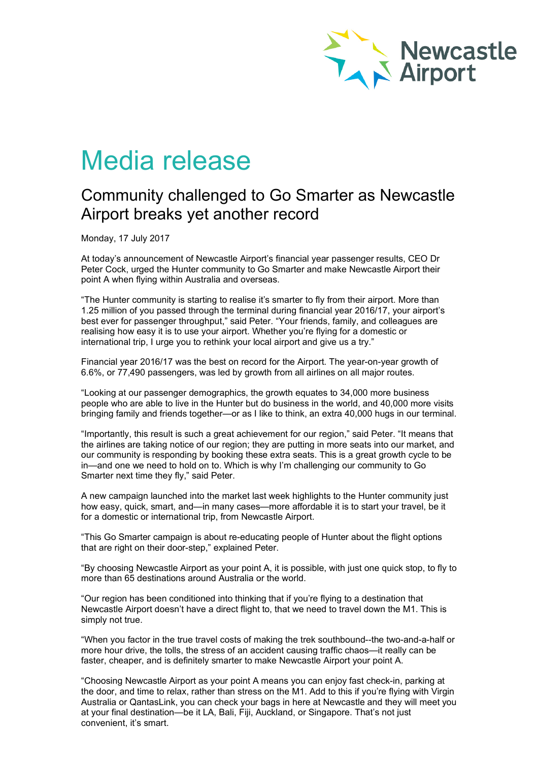Newcastle Airport

# Media release

## Community challenged to Go Smarter as Newcastle Airport breaks yet another record

Monday, 17 July 2017

At today's announcement of Newcastle Airport's financial year passenger results, CEO Dr Peter Cock, urged the Hunter community to Go Smarter and make Newcastle Airport their point A when flying within Australia and overseas.

"The Hunter community is starting to realise it's smarter to fly from their airport. More than 1.25 million of you passed through the terminal during financial year 2016/17, your airport's best ever for passenger throughput," said Peter. "Your friends, family, and colleagues are realising how easy it is to use your airport. Whether you're flying for a domestic or international trip, I urge you to rethink your local airport and give us a try."

Financial year 2016/17 was the best on record for the Airport. The year-on-year growth of 6.6%, or 77,490 passengers, was led by growth from all airlines on all major routes.

"Looking at our passenger demographics, the growth equates to 34,000 more business people who are able to live in the Hunter but do business in the world, and 40,000 more visits bringing family and friends together—or as I like to think, an extra 40,000 hugs in our terminal.

"Importantly, this result is such a great achievement for our region," said Peter. "It means that the airlines are taking notice of our region; they are putting in more seats into our market, and our community is responding by booking these extra seats. This is a great growth cycle to be in—and one we need to hold on to. Which is why I'm challenging our community to Go Smarter next time they fly," said Peter.

A new campaign launched into the market last week highlights to the Hunter community just how easy, quick, smart, and—in many cases—more affordable it is to start your travel, be it for a domestic or international trip, from Newcastle Airport.

"This Go Smarter campaign is about re-educating people of Hunter about the flight options that are right on their door-step," explained Peter.

"By choosing Newcastle Airport as your point A, it is possible, with just one quick stop, to fly to more than 65 destinations around Australia or the world.

"Our region has been conditioned into thinking that if you're flying to a destination that Newcastle Airport doesn't have a direct flight to, that we need to travel down the M1. This is simply not true.

"When you factor in the true travel costs of making the trek southbound--the two-and-a-half or more hour drive, the tolls, the stress of an accident causing traffic chaos—it really can be faster, cheaper, and is definitely smarter to make Newcastle Airport your point A.

"Choosing Newcastle Airport as your point A means you can enjoy fast check-in, parking at the door, and time to relax, rather than stress on the M1. Add to this if you're flying with Virgin Australia or QantasLink, you can check your bags in here at Newcastle and they will meet you at your final destination—be it LA, Bali, Fiji, Auckland, or Singapore. That's not just convenient, it's smart.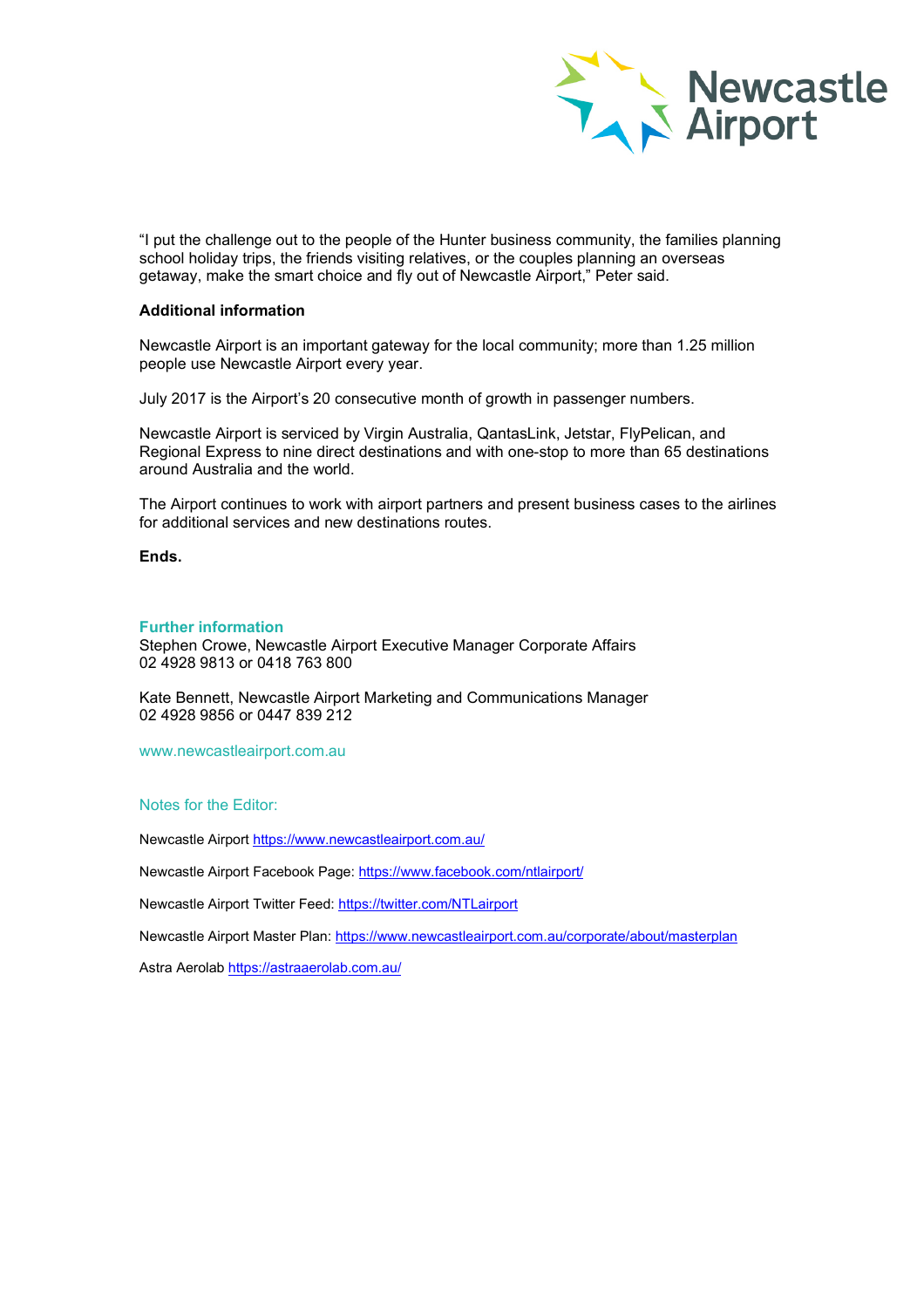"I put the challenge out to the people of the Hunter business community, the families planning school holiday trips, the friends visiting relatives, or the couples planning an overseas getaway, make the smart choice and fly out of Newcastle Airport," Peter said.

**Additional information**

Newcastle Airport is an important gateway for the local community; more than 1.25 million people use Newcastle Airport every year.

July 2017 is the Airport's 20 consecutive month of growth in passenger numbers.

Newcastle Airport is serviced by Virgin Australia, QantasLink, Jetstar, FlyPelican, and Regional Express to nine direct destinations and with one-stop to more than 65 destinations around Australia and the world.

The Airport continues to work with airport partners and present business cases to the airlines for additional services and new destinations routes.

**Ends.**

**Further information**

Stephen Crowe, Newcastle Airport Executive Manager Corporate Affairs
02 4928 9813 or 0418 763 800

Kate Bennett, Newcastle Airport Marketing and Communications Manager
02 4928 9856 or 0447 839 212

www.newcastleairport.com.au

Notes for the Editor:

Newcastle Airport https://www.newcastleairport.com.au/

Newcastle Airport Facebook Page: https://www.facebook.com/ntlairport/

Newcastle Airport Twitter Feed: https://twitter.com/NTLairport

Newcastle Airport Master Plan: https://www.newcastleairport.com.au/corporate/about/masterplan

Astra Aerolab https://astraaerolab.com.au/